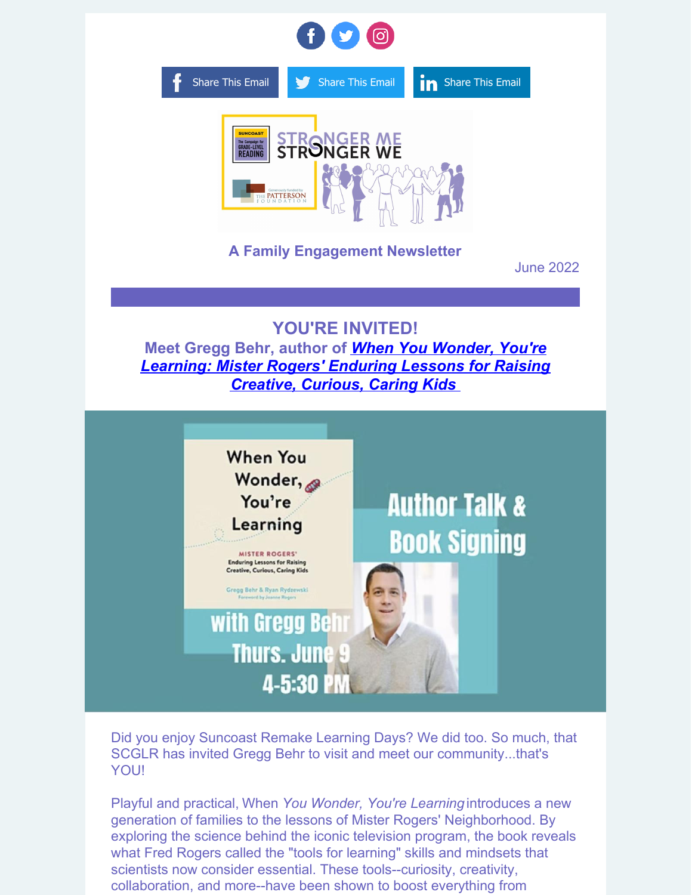Share This Email Share This Email Share This Email

**A Family Engagement Newsletter**

June 2022

## YOU'RE INVITED!

### Meet Gregg Behr, author of *When You Wonder, You're Learning: Mister Rogers' Enduring Lessons for Raising Creative, Curious, Caring Kids*

Author Talk & Book Signing with Gregg Behr Thurs. June 9 4-5:30 PM

Did you enjoy Suncoast Remake Learning Days? We did too. So much, that SCGLR has invited Gregg Behr to visit and meet our community...that's YOU!

Playful and practical, When *You Wonder, You're Learning* introduces a new generation of families to the lessons of Mister Rogers' Neighborhood. By exploring the science behind the iconic television program, the book reveals what Fred Rogers called the "tools for learning" skills and mindsets that scientists now consider essential. These tools--curiosity, creativity, collaboration, and more--have been shown to boost everything from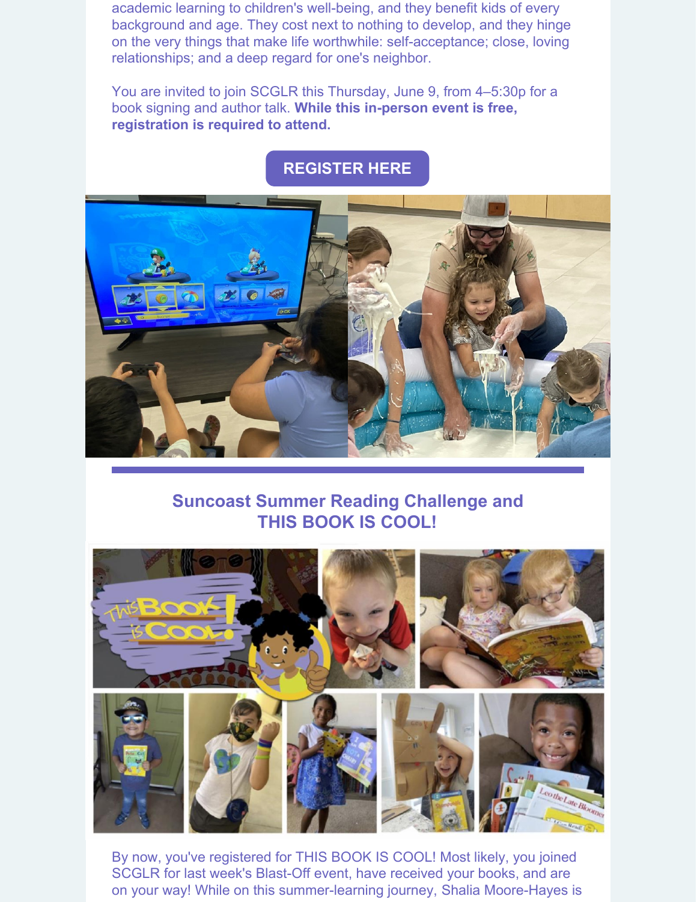academic learning to children's well-being, and they benefit kids of every background and age. They cost next to nothing to develop, and they hinge on the very things that make life worthwhile: self-acceptance; close, loving relationships; and a deep regard for one's neighbor.

You are invited to join SCGLR this Thursday, June 9, from 4–5:30p for a book signing and author talk. **While this in-person event is free, registration is required to attend.**

**REGISTER HERE**

## Suncoast Summer Reading Challenge and THIS BOOK IS COOL!

By now, you've registered for THIS BOOK IS COOL! Most likely, you joined SCGLR for last week's Blast-Off event, have received your books, and are on your way! While on this summer-learning journey, Shalia Moore-Hayes is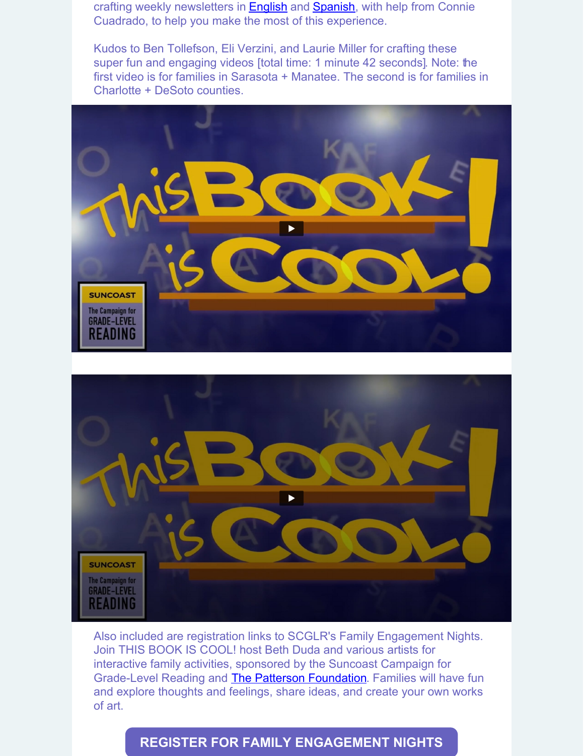crafting weekly newsletters in English and Spanish, with help from Connie Cuadrado, to help you make the most of this experience.

Kudos to Ben Tollefson, Eli Verzini, and Laurie Miller for crafting these super fun and engaging videos [total time: 1 minute 42 seconds]. Note: the first video is for families in Sarasota + Manatee. The second is for families in Charlotte + DeSoto counties.

Also included are registration links to SCGLR's Family Engagement Nights. Join THIS BOOK IS COOL! host Beth Duda and various artists for interactive family activities, sponsored by the Suncoast Campaign for Grade-Level Reading and The Patterson Foundation. Families will have fun and explore thoughts and feelings, share ideas, and create your own works of art.

**REGISTER FOR FAMILY ENGAGEMENT NIGHTS**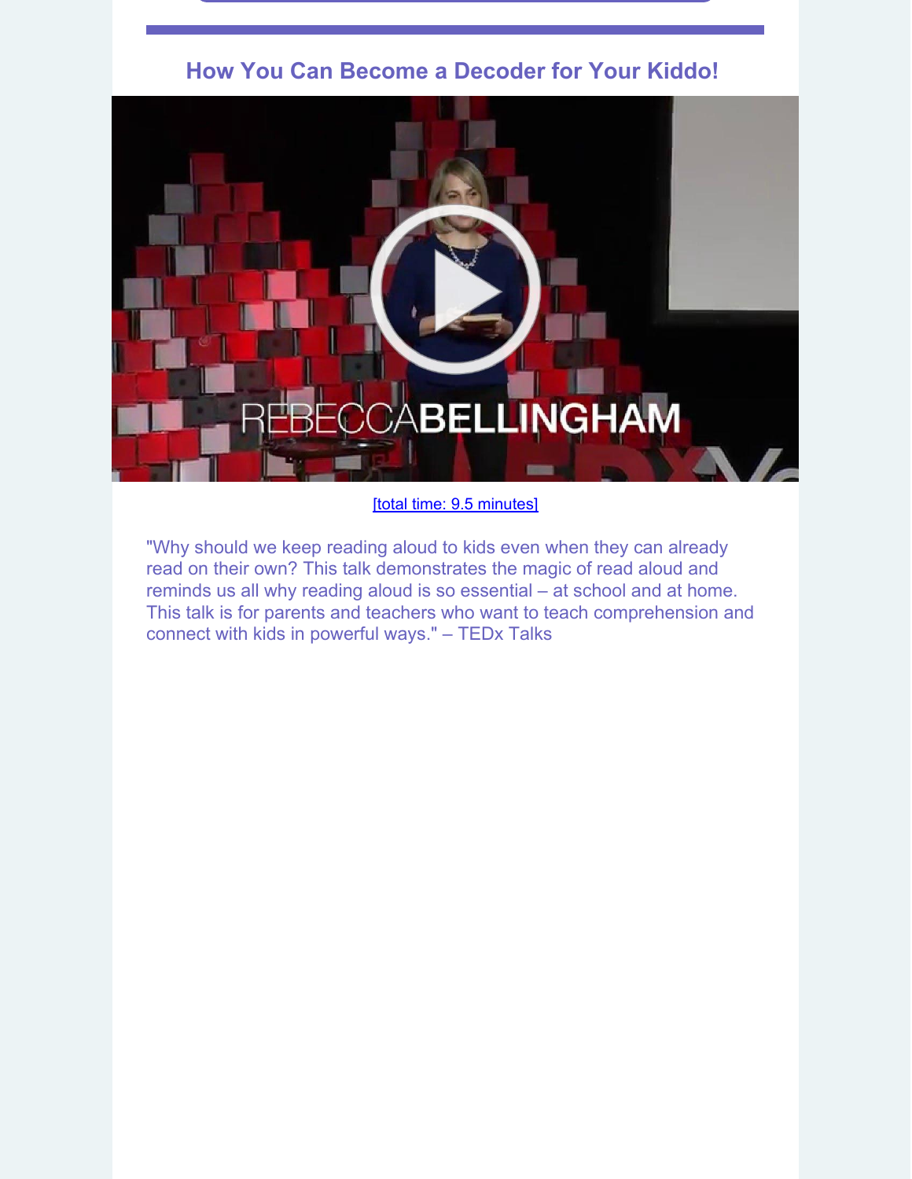## How You Can Become a Decoder for Your Kiddo!

[total time: 9.5 minutes]

"Why should we keep reading aloud to kids even when they can already read on their own? This talk demonstrates the magic of read aloud and reminds us all why reading aloud is so essential – at school and at home. This talk is for parents and teachers who want to teach comprehension and connect with kids in powerful ways." – TEDx Talks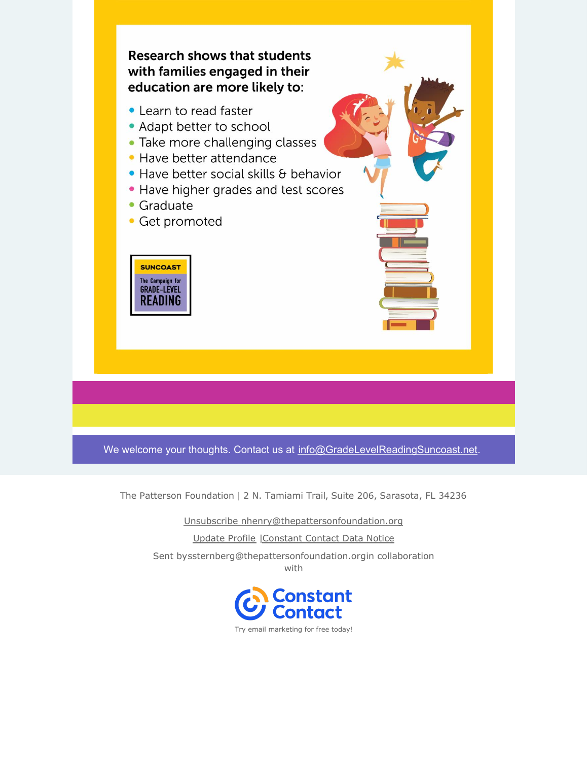**Research shows that students with families engaged in their education are more likely to:**

- Learn to read faster
- Adapt better to school
- Take more challenging classes
- Have better attendance
- Have better social skills & behavior
- Have higher grades and test scores
- Graduate
- Get promoted

SUNCOAST
The Campaign for GRADE-LEVEL READING

We welcome your thoughts. Contact us at info@GradeLevelReadingSuncoast.net.

The Patterson Foundation | 2 N. Tamiami Trail, Suite 206, Sarasota, FL 34236

Unsubscribe nhenry@thepattersonfoundation.org

Update Profile |Constant Contact Data Notice

Sent byssternberg@thepattersonfoundation.orgin collaboration with

Constant Contact

Try email marketing for free today!